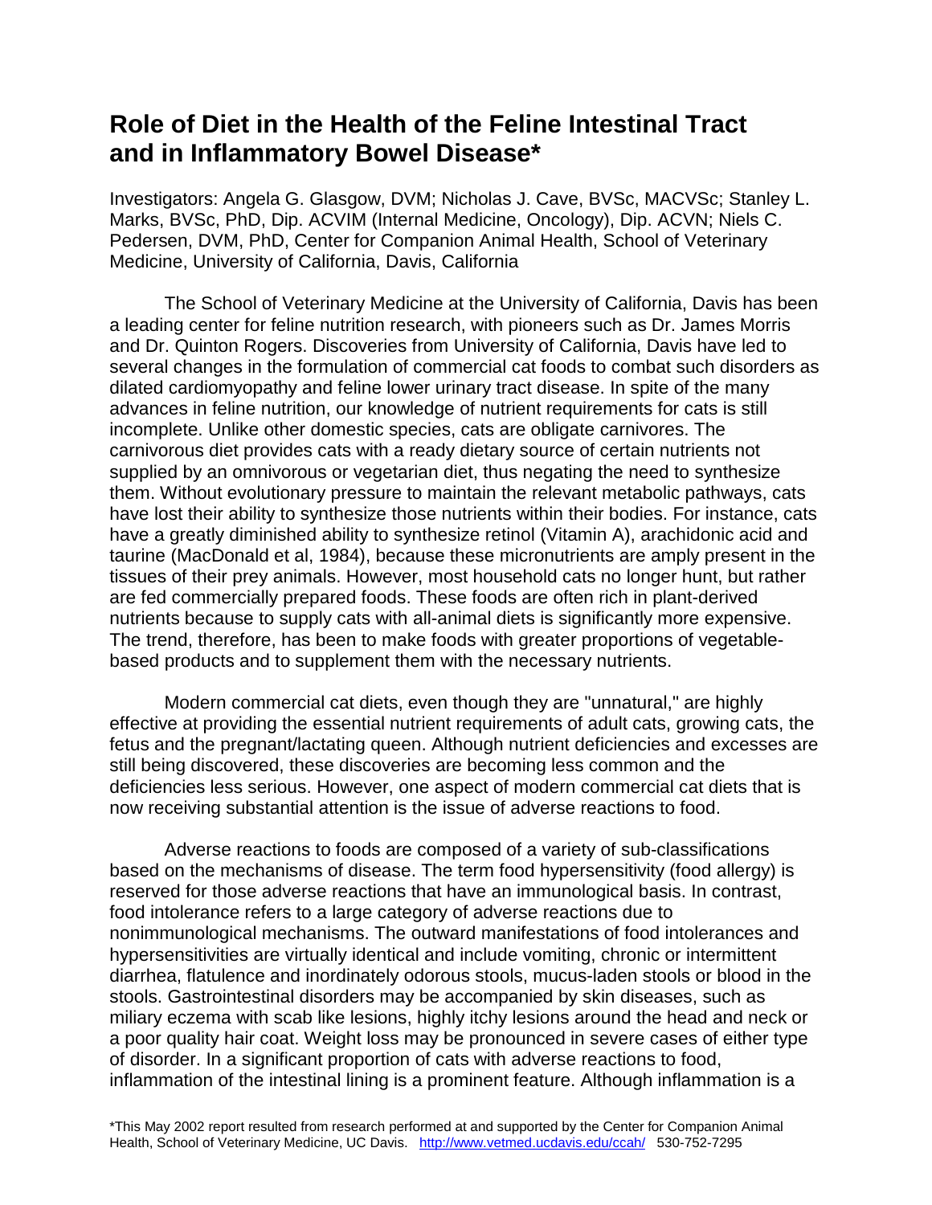# Role of Diet in the Health of the Feline Intestinal Tract and in Inflammatory Bowel Disease*

Investigators: Angela G. Glasgow, DVM; Nicholas J. Cave, BVSc, MACVSc; Stanley L. Marks, BVSc, PhD, Dip. ACVIM (Internal Medicine, Oncology), Dip. ACVN; Niels C. Pedersen, DVM, PhD, Center for Companion Animal Health, School of Veterinary Medicine, University of California, Davis, California

The School of Veterinary Medicine at the University of California, Davis has been a leading center for feline nutrition research, with pioneers such as Dr. James Morris and Dr. Quinton Rogers. Discoveries from University of California, Davis have led to several changes in the formulation of commercial cat foods to combat such disorders as dilated cardiomyopathy and feline lower urinary tract disease. In spite of the many advances in feline nutrition, our knowledge of nutrient requirements for cats is still incomplete. Unlike other domestic species, cats are obligate carnivores. The carnivorous diet provides cats with a ready dietary source of certain nutrients not supplied by an omnivorous or vegetarian diet, thus negating the need to synthesize them. Without evolutionary pressure to maintain the relevant metabolic pathways, cats have lost their ability to synthesize those nutrients within their bodies. For instance, cats have a greatly diminished ability to synthesize retinol (Vitamin A), arachidonic acid and taurine (MacDonald et al, 1984), because these micronutrients are amply present in the tissues of their prey animals. However, most household cats no longer hunt, but rather are fed commercially prepared foods. These foods are often rich in plant-derived nutrients because to supply cats with all-animal diets is significantly more expensive. The trend, therefore, has been to make foods with greater proportions of vegetable-based products and to supplement them with the necessary nutrients.

Modern commercial cat diets, even though they are "unnatural," are highly effective at providing the essential nutrient requirements of adult cats, growing cats, the fetus and the pregnant/lactating queen. Although nutrient deficiencies and excesses are still being discovered, these discoveries are becoming less common and the deficiencies less serious. However, one aspect of modern commercial cat diets that is now receiving substantial attention is the issue of adverse reactions to food.

Adverse reactions to foods are composed of a variety of sub-classifications based on the mechanisms of disease. The term food hypersensitivity (food allergy) is reserved for those adverse reactions that have an immunological basis. In contrast, food intolerance refers to a large category of adverse reactions due to nonimmunological mechanisms. The outward manifestations of food intolerances and hypersensitivities are virtually identical and include vomiting, chronic or intermittent diarrhea, flatulence and inordinately odorous stools, mucus-laden stools or blood in the stools. Gastrointestinal disorders may be accompanied by skin diseases, such as miliary eczema with scab like lesions, highly itchy lesions around the head and neck or a poor quality hair coat. Weight loss may be pronounced in severe cases of either type of disorder. In a significant proportion of cats with adverse reactions to food, inflammation of the intestinal lining is a prominent feature. Although inflammation is a

*This May 2002 report resulted from research performed at and supported by the Center for Companion Animal Health, School of Veterinary Medicine, UC Davis. http://www.vetmed.ucdavis.edu/ccah/ 530-752-7295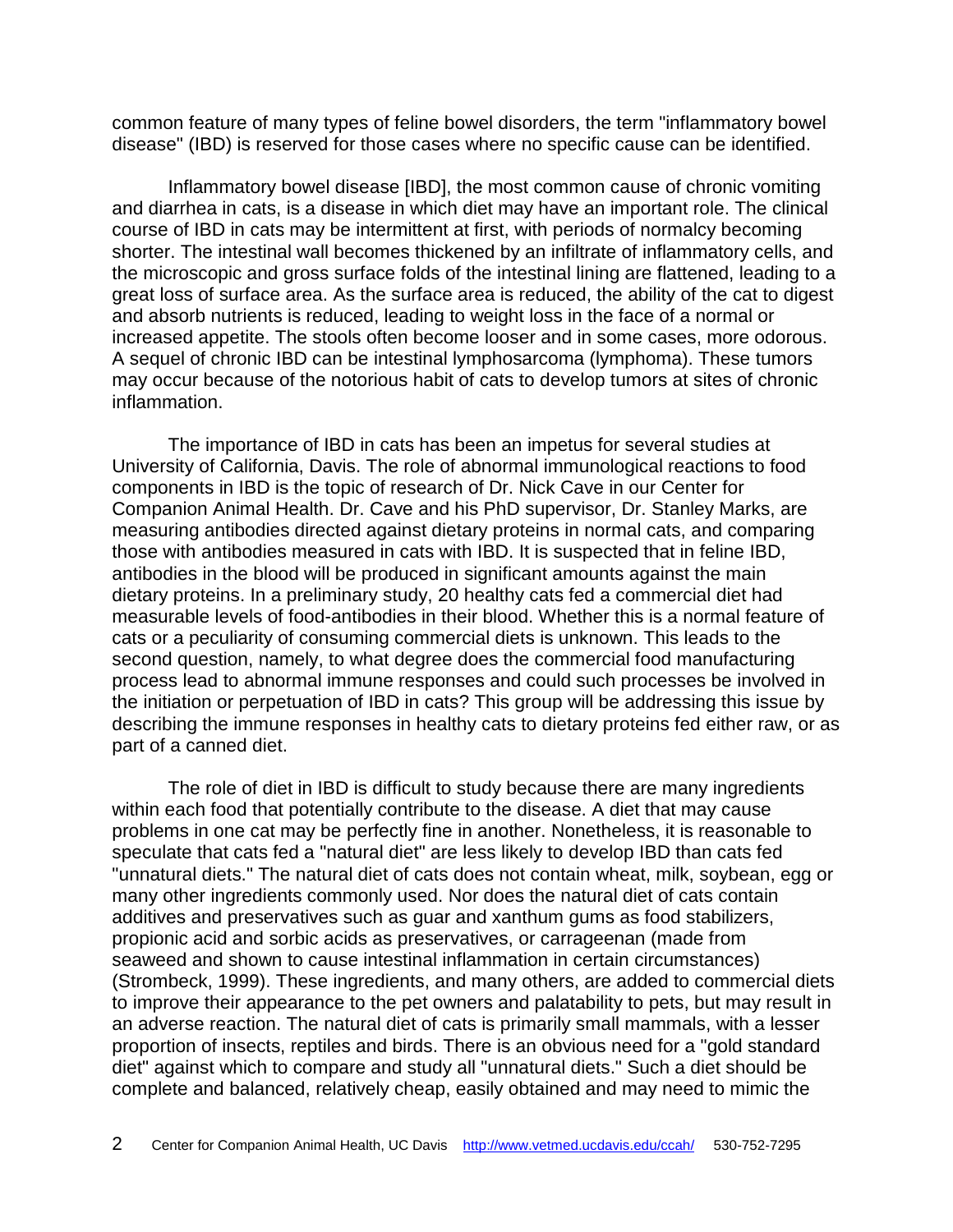common feature of many types of feline bowel disorders, the term "inflammatory bowel disease" (IBD) is reserved for those cases where no specific cause can be identified.

Inflammatory bowel disease [IBD], the most common cause of chronic vomiting and diarrhea in cats, is a disease in which diet may have an important role. The clinical course of IBD in cats may be intermittent at first, with periods of normalcy becoming shorter. The intestinal wall becomes thickened by an infiltrate of inflammatory cells, and the microscopic and gross surface folds of the intestinal lining are flattened, leading to a great loss of surface area. As the surface area is reduced, the ability of the cat to digest and absorb nutrients is reduced, leading to weight loss in the face of a normal or increased appetite. The stools often become looser and in some cases, more odorous. A sequel of chronic IBD can be intestinal lymphosarcoma (lymphoma). These tumors may occur because of the notorious habit of cats to develop tumors at sites of chronic inflammation.

The importance of IBD in cats has been an impetus for several studies at University of California, Davis. The role of abnormal immunological reactions to food components in IBD is the topic of research of Dr. Nick Cave in our Center for Companion Animal Health. Dr. Cave and his PhD supervisor, Dr. Stanley Marks, are measuring antibodies directed against dietary proteins in normal cats, and comparing those with antibodies measured in cats with IBD. It is suspected that in feline IBD, antibodies in the blood will be produced in significant amounts against the main dietary proteins. In a preliminary study, 20 healthy cats fed a commercial diet had measurable levels of food-antibodies in their blood. Whether this is a normal feature of cats or a peculiarity of consuming commercial diets is unknown. This leads to the second question, namely, to what degree does the commercial food manufacturing process lead to abnormal immune responses and could such processes be involved in the initiation or perpetuation of IBD in cats? This group will be addressing this issue by describing the immune responses in healthy cats to dietary proteins fed either raw, or as part of a canned diet.

The role of diet in IBD is difficult to study because there are many ingredients within each food that potentially contribute to the disease. A diet that may cause problems in one cat may be perfectly fine in another. Nonetheless, it is reasonable to speculate that cats fed a "natural diet" are less likely to develop IBD than cats fed "unnatural diets." The natural diet of cats does not contain wheat, milk, soybean, egg or many other ingredients commonly used. Nor does the natural diet of cats contain additives and preservatives such as guar and xanthum gums as food stabilizers, propionic acid and sorbic acids as preservatives, or carrageenan (made from seaweed and shown to cause intestinal inflammation in certain circumstances) (Strombeck, 1999). These ingredients, and many others, are added to commercial diets to improve their appearance to the pet owners and palatability to pets, but may result in an adverse reaction. The natural diet of cats is primarily small mammals, with a lesser proportion of insects, reptiles and birds. There is an obvious need for a "gold standard diet" against which to compare and study all "unnatural diets." Such a diet should be complete and balanced, relatively cheap, easily obtained and may need to mimic the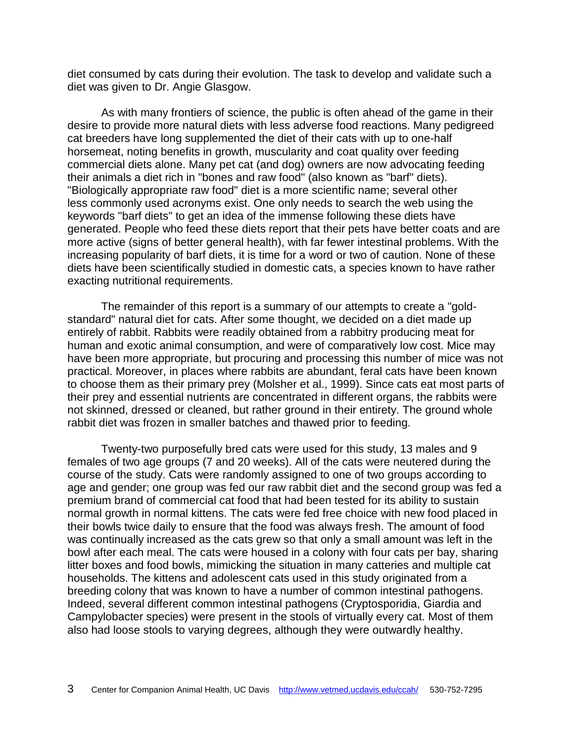diet consumed by cats during their evolution. The task to develop and validate such a diet was given to Dr. Angie Glasgow.

As with many frontiers of science, the public is often ahead of the game in their desire to provide more natural diets with less adverse food reactions. Many pedigreed cat breeders have long supplemented the diet of their cats with up to one-half horsemeat, noting benefits in growth, muscularity and coat quality over feeding commercial diets alone. Many pet cat (and dog) owners are now advocating feeding their animals a diet rich in "bones and raw food" (also known as "barf" diets). "Biologically appropriate raw food" diet is a more scientific name; several other less commonly used acronyms exist. One only needs to search the web using the keywords "barf diets" to get an idea of the immense following these diets have generated. People who feed these diets report that their pets have better coats and are more active (signs of better general health), with far fewer intestinal problems. With the increasing popularity of barf diets, it is time for a word or two of caution. None of these diets have been scientifically studied in domestic cats, a species known to have rather exacting nutritional requirements.

The remainder of this report is a summary of our attempts to create a "gold-standard" natural diet for cats. After some thought, we decided on a diet made up entirely of rabbit. Rabbits were readily obtained from a rabbitry producing meat for human and exotic animal consumption, and were of comparatively low cost. Mice may have been more appropriate, but procuring and processing this number of mice was not practical. Moreover, in places where rabbits are abundant, feral cats have been known to choose them as their primary prey (Molsher et al., 1999). Since cats eat most parts of their prey and essential nutrients are concentrated in different organs, the rabbits were not skinned, dressed or cleaned, but rather ground in their entirety. The ground whole rabbit diet was frozen in smaller batches and thawed prior to feeding.

Twenty-two purposefully bred cats were used for this study, 13 males and 9 females of two age groups (7 and 20 weeks). All of the cats were neutered during the course of the study. Cats were randomly assigned to one of two groups according to age and gender; one group was fed our raw rabbit diet and the second group was fed a premium brand of commercial cat food that had been tested for its ability to sustain normal growth in normal kittens. The cats were fed free choice with new food placed in their bowls twice daily to ensure that the food was always fresh. The amount of food was continually increased as the cats grew so that only a small amount was left in the bowl after each meal. The cats were housed in a colony with four cats per bay, sharing litter boxes and food bowls, mimicking the situation in many catteries and multiple cat households. The kittens and adolescent cats used in this study originated from a breeding colony that was known to have a number of common intestinal pathogens. Indeed, several different common intestinal pathogens (Cryptosporidia, Giardia and Campylobacter species) were present in the stools of virtually every cat. Most of them also had loose stools to varying degrees, although they were outwardly healthy.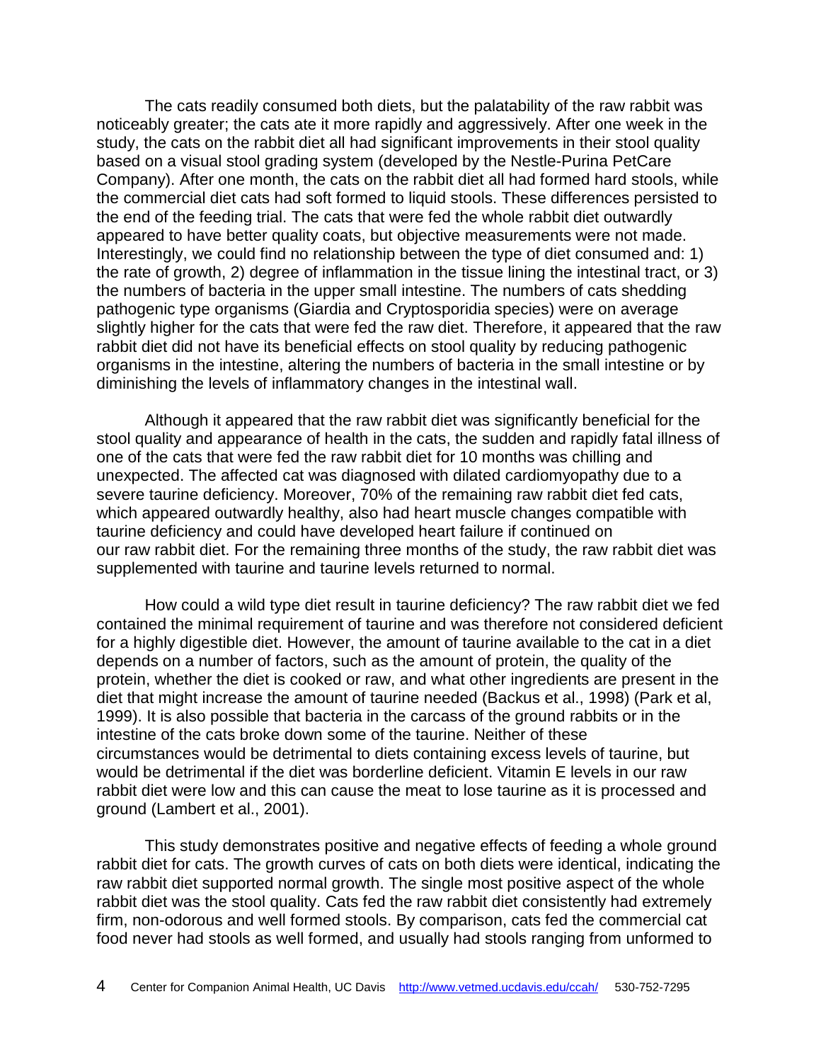The cats readily consumed both diets, but the palatability of the raw rabbit was noticeably greater; the cats ate it more rapidly and aggressively. After one week in the study, the cats on the rabbit diet all had significant improvements in their stool quality based on a visual stool grading system (developed by the Nestle-Purina PetCare Company). After one month, the cats on the rabbit diet all had formed hard stools, while the commercial diet cats had soft formed to liquid stools. These differences persisted to the end of the feeding trial. The cats that were fed the whole rabbit diet outwardly appeared to have better quality coats, but objective measurements were not made. Interestingly, we could find no relationship between the type of diet consumed and: 1) the rate of growth, 2) degree of inflammation in the tissue lining the intestinal tract, or 3) the numbers of bacteria in the upper small intestine. The numbers of cats shedding pathogenic type organisms (Giardia and Cryptosporidia species) were on average slightly higher for the cats that were fed the raw diet. Therefore, it appeared that the raw rabbit diet did not have its beneficial effects on stool quality by reducing pathogenic organisms in the intestine, altering the numbers of bacteria in the small intestine or by diminishing the levels of inflammatory changes in the intestinal wall.

Although it appeared that the raw rabbit diet was significantly beneficial for the stool quality and appearance of health in the cats, the sudden and rapidly fatal illness of one of the cats that were fed the raw rabbit diet for 10 months was chilling and unexpected. The affected cat was diagnosed with dilated cardiomyopathy due to a severe taurine deficiency. Moreover, 70% of the remaining raw rabbit diet fed cats, which appeared outwardly healthy, also had heart muscle changes compatible with taurine deficiency and could have developed heart failure if continued on our raw rabbit diet. For the remaining three months of the study, the raw rabbit diet was supplemented with taurine and taurine levels returned to normal.

How could a wild type diet result in taurine deficiency? The raw rabbit diet we fed contained the minimal requirement of taurine and was therefore not considered deficient for a highly digestible diet. However, the amount of taurine available to the cat in a diet depends on a number of factors, such as the amount of protein, the quality of the protein, whether the diet is cooked or raw, and what other ingredients are present in the diet that might increase the amount of taurine needed (Backus et al., 1998) (Park et al, 1999). It is also possible that bacteria in the carcass of the ground rabbits or in the intestine of the cats broke down some of the taurine. Neither of these circumstances would be detrimental to diets containing excess levels of taurine, but would be detrimental if the diet was borderline deficient. Vitamin E levels in our raw rabbit diet were low and this can cause the meat to lose taurine as it is processed and ground (Lambert et al., 2001).

This study demonstrates positive and negative effects of feeding a whole ground rabbit diet for cats. The growth curves of cats on both diets were identical, indicating the raw rabbit diet supported normal growth. The single most positive aspect of the whole rabbit diet was the stool quality. Cats fed the raw rabbit diet consistently had extremely firm, non-odorous and well formed stools. By comparison, cats fed the commercial cat food never had stools as well formed, and usually had stools ranging from unformed to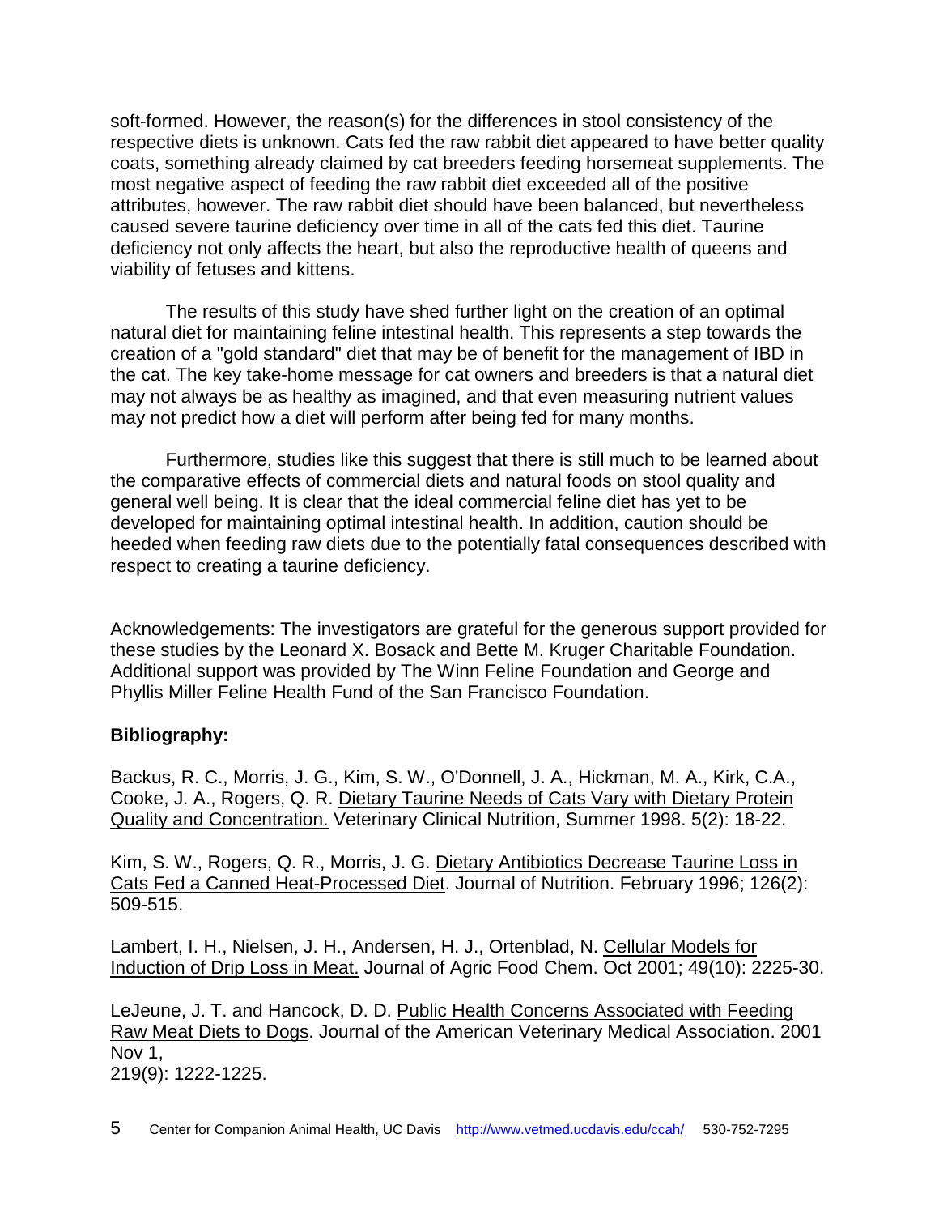soft-formed. However, the reason(s) for the differences in stool consistency of the respective diets is unknown. Cats fed the raw rabbit diet appeared to have better quality coats, something already claimed by cat breeders feeding horsemeat supplements. The most negative aspect of feeding the raw rabbit diet exceeded all of the positive attributes, however. The raw rabbit diet should have been balanced, but nevertheless caused severe taurine deficiency over time in all of the cats fed this diet. Taurine deficiency not only affects the heart, but also the reproductive health of queens and viability of fetuses and kittens.

The results of this study have shed further light on the creation of an optimal natural diet for maintaining feline intestinal health. This represents a step towards the creation of a "gold standard" diet that may be of benefit for the management of IBD in the cat. The key take-home message for cat owners and breeders is that a natural diet may not always be as healthy as imagined, and that even measuring nutrient values may not predict how a diet will perform after being fed for many months.

Furthermore, studies like this suggest that there is still much to be learned about the comparative effects of commercial diets and natural foods on stool quality and general well being. It is clear that the ideal commercial feline diet has yet to be developed for maintaining optimal intestinal health. In addition, caution should be heeded when feeding raw diets due to the potentially fatal consequences described with respect to creating a taurine deficiency.

Acknowledgements: The investigators are grateful for the generous support provided for these studies by the Leonard X. Bosack and Bette M. Kruger Charitable Foundation. Additional support was provided by The Winn Feline Foundation and George and Phyllis Miller Feline Health Fund of the San Francisco Foundation.

**Bibliography:**

Backus, R. C., Morris, J. G., Kim, S. W., O'Donnell, J. A., Hickman, M. A., Kirk, C.A., Cooke, J. A., Rogers, Q. R. Dietary Taurine Needs of Cats Vary with Dietary Protein Quality and Concentration. Veterinary Clinical Nutrition, Summer 1998. 5(2): 18-22.

Kim, S. W., Rogers, Q. R., Morris, J. G. Dietary Antibiotics Decrease Taurine Loss in Cats Fed a Canned Heat-Processed Diet. Journal of Nutrition. February 1996; 126(2): 509-515.

Lambert, I. H., Nielsen, J. H., Andersen, H. J., Ortenblad, N. Cellular Models for Induction of Drip Loss in Meat. Journal of Agric Food Chem. Oct 2001; 49(10): 2225-30.

LeJeune, J. T. and Hancock, D. D. Public Health Concerns Associated with Feeding Raw Meat Diets to Dogs. Journal of the American Veterinary Medical Association. 2001 Nov 1,
219(9): 1222-1225.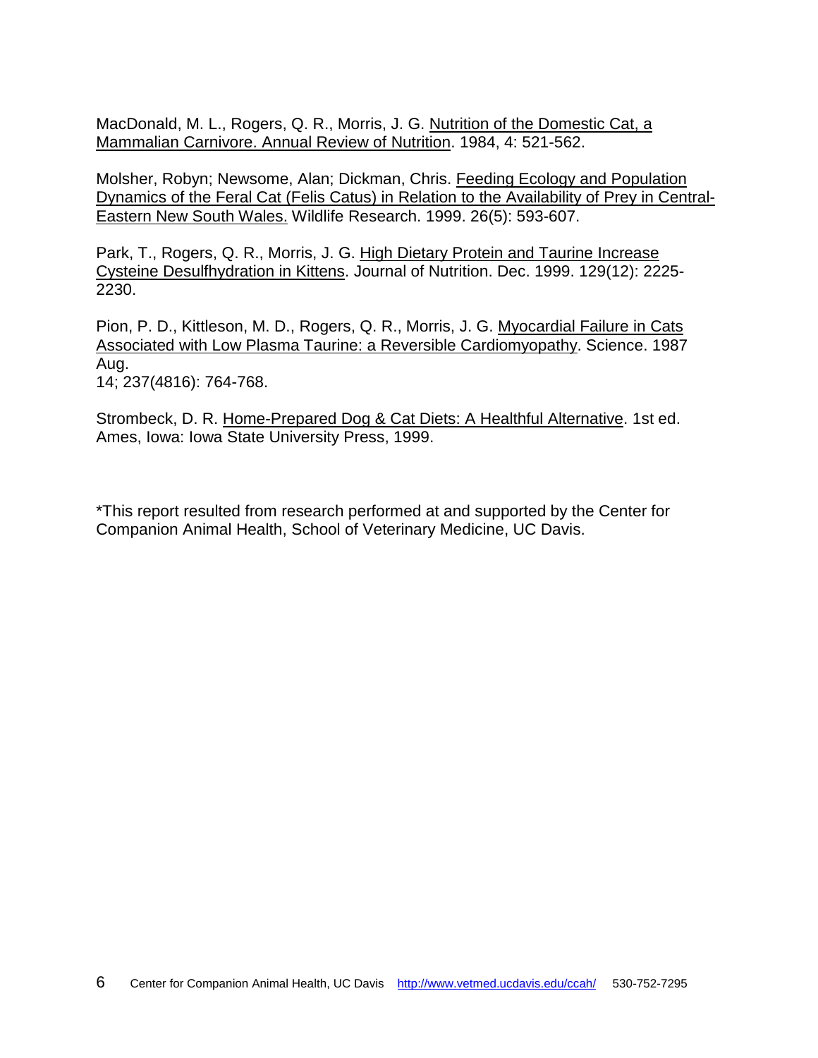MacDonald, M. L., Rogers, Q. R., Morris, J. G. Nutrition of the Domestic Cat, a Mammalian Carnivore. Annual Review of Nutrition. 1984, 4: 521-562.

Molsher, Robyn; Newsome, Alan; Dickman, Chris. Feeding Ecology and Population Dynamics of the Feral Cat (Felis Catus) in Relation to the Availability of Prey in Central-Eastern New South Wales. Wildlife Research. 1999. 26(5): 593-607.

Park, T., Rogers, Q. R., Morris, J. G. High Dietary Protein and Taurine Increase Cysteine Desulfhydration in Kittens. Journal of Nutrition. Dec. 1999. 129(12): 2225-2230.

Pion, P. D., Kittleson, M. D., Rogers, Q. R., Morris, J. G. Myocardial Failure in Cats Associated with Low Plasma Taurine: a Reversible Cardiomyopathy. Science. 1987 Aug.
14; 237(4816): 764-768.

Strombeck, D. R. Home-Prepared Dog & Cat Diets: A Healthful Alternative. 1st ed. Ames, Iowa: Iowa State University Press, 1999.

*This report resulted from research performed at and supported by the Center for Companion Animal Health, School of Veterinary Medicine, UC Davis.